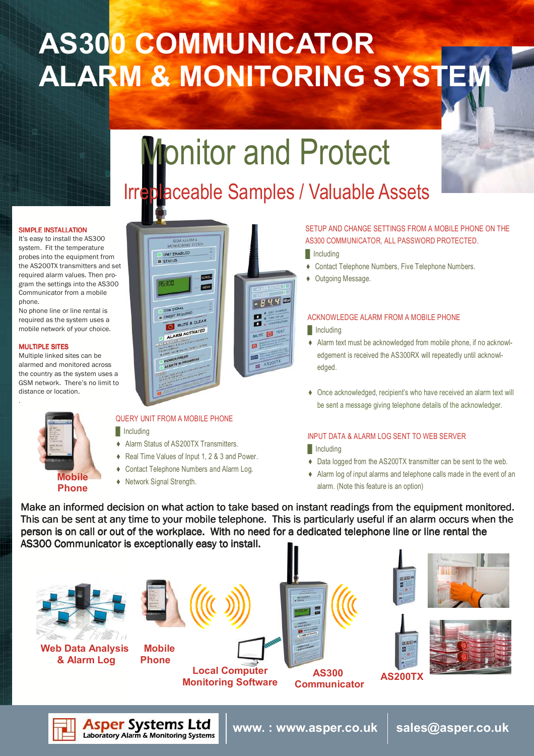# AS300 COMMUNICATOR ALARM & MONITORING SYSTEM

## Monitor and Protect

### Irreplaceable Samples / Valuable Assets

**SIMPLE INSTALLATION**

It's easy to install the AS300 system. Fit the temperature probes into the equipment from the AS200TX transmitters and set required alarm values. Then program the settings into the AS300 Communicator from a mobile phone.

No phone line or line rental is required as the system uses a mobile network of your choice.

**MULTIPLE SITES**

Multiple linked sites can be alarmed and monitored across the country as the system uses a GSM network. There's no limit to distance or location.

**Mobile Phone**

QUERY UNIT FROM A MOBILE PHONE

Including

- Alarm Status of AS200TX Transmitters.
- Real Time Values of Input 1, 2 & 3 and Power.
- Contact Telephone Numbers and Alarm Log.
- Network Signal Strength.

SETUP AND CHANGE SETTINGS FROM A MOBILE PHONE ON THE AS300 COMMUNICATOR, ALL PASSWORD PROTECTED.

Including

- Contact Telephone Numbers, Five Telephone Numbers.
- Outgoing Message.

ACKNOWLEDGE ALARM FROM A MOBILE PHONE

Including

- Alarm text must be acknowledged from mobile phone, if no acknowledgement is received the AS300RX will repeatedly until acknowledged.
- Once acknowledged, recipient's who have received an alarm text will be sent a message giving telephone details of the acknowledger.

INPUT DATA & ALARM LOG SENT TO WEB SERVER

Including

- Data logged from the AS200TX transmitter can be sent to the web.
- Alarm log of input alarms and telephone calls made in the event of an alarm. (Note this feature is an option)

Make an informed decision on what action to take based on instant readings from the equipment monitored. This can be sent at any time to your mobile telephone. This is particularly useful if an alarm occurs when the person is on call or out of the workplace. With no need for a dedicated telephone line or line rental the AS300 Communicator is exceptionally easy to install.

**Web Data Analysis & Alarm Log** | **Mobile Phone** | **Local Computer Monitoring Software** | **AS300 Communicator** | **AS200TX**

**Asper Systems Ltd** — Laboratory Alarm & Monitoring Systems

www. : www.asper.co.uk | sales@asper.co.uk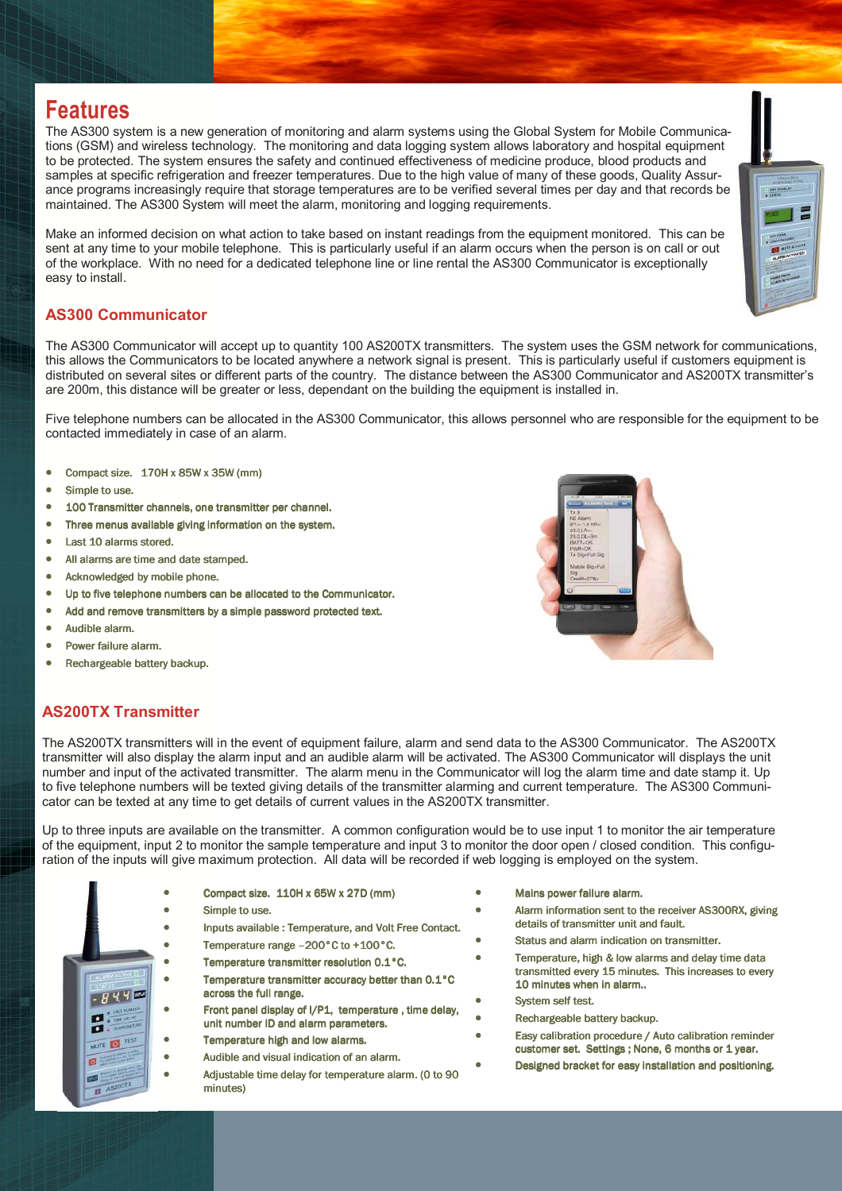# Features

The AS300 system is a new generation of monitoring and alarm systems using the Global System for Mobile Communications (GSM) and wireless technology. The monitoring and data logging system allows laboratory and hospital equipment to be protected. The system ensures the safety and continued effectiveness of medicine produce, blood products and samples at specific refrigeration and freezer temperatures. Due to the high value of many of these goods, Quality Assurance programs increasingly require that storage temperatures are to be verified several times per day and that records be maintained. The AS300 System will meet the alarm, monitoring and logging requirements.

Make an informed decision on what action to take based on instant readings from the equipment monitored. This can be sent at any time to your mobile telephone. This is particularly useful if an alarm occurs when the person is on call or out of the workplace. With no need for a dedicated telephone line or line rental the AS300 Communicator is exceptionally easy to install.

## AS300 Communicator

The AS300 Communicator will accept up to quantity 100 AS200TX transmitters. The system uses the GSM network for communications, this allows the Communicators to be located anywhere a network signal is present. This is particularly useful if customers equipment is distributed on several sites or different parts of the country. The distance between the AS300 Communicator and AS200TX transmitter's are 200m, this distance will be greater or less, dependant on the building the equipment is installed in.

Five telephone numbers can be allocated in the AS300 Communicator, this allows personnel who are responsible for the equipment to be contacted immediately in case of an alarm.

- Compact size. 170H x 85W x 35W (mm)
- Simple to use.
- 100 Transmitter channels, one transmitter per channel.
- Three menus available giving information on the system.
- Last 10 alarms stored.
- All alarms are time and date stamped.
- Acknowledged by mobile phone.
- Up to five telephone numbers can be allocated to the Communicator.
- Add and remove transmitters by a simple password protected text.
- Audible alarm.
- Power failure alarm.
- Rechargeable battery backup.

## AS200TX Transmitter

The AS200TX transmitters will in the event of equipment failure, alarm and send data to the AS300 Communicator. The AS200TX transmitter will also display the alarm input and an audible alarm will be activated. The AS300 Communicator will displays the unit number and input of the activated transmitter. The alarm menu in the Communicator will log the alarm time and date stamp it. Up to five telephone numbers will be texted giving details of the transmitter alarming and current temperature. The AS300 Communicator can be texted at any time to get details of current values in the AS200TX transmitter.

Up to three inputs are available on the transmitter. A common configuration would be to use input 1 to monitor the air temperature of the equipment, input 2 to monitor the sample temperature and input 3 to monitor the door open / closed condition. This configuration of the inputs will give maximum protection. All data will be recorded if web logging is employed on the system.

- Compact size. 110H x 65W x 27D (mm)
- Simple to use.
- Inputs available : Temperature, and Volt Free Contact.
- Temperature range –200°C to +100°C.
- Temperature transmitter resolution 0.1°C.
- Temperature transmitter accuracy better than 0.1°C across the full range.
- Front panel display of I/P1, temperature , time delay, unit number ID and alarm parameters.
- Temperature high and low alarms.
- Audible and visual indication of an alarm.
- Adjustable time delay for temperature alarm. (0 to 90 minutes)
- Mains power failure alarm.
- Alarm information sent to the receiver AS300RX, giving details of transmitter unit and fault.
- Status and alarm indication on transmitter.
- Temperature, high & low alarms and delay time data transmitted every 15 minutes. This increases to every 10 minutes when in alarm..
- System self test.
- Rechargeable battery backup.
- Easy calibration procedure / Auto calibration reminder customer set. Settings ; None, 6 months or 1 year.
- Designed bracket for easy installation and positioning.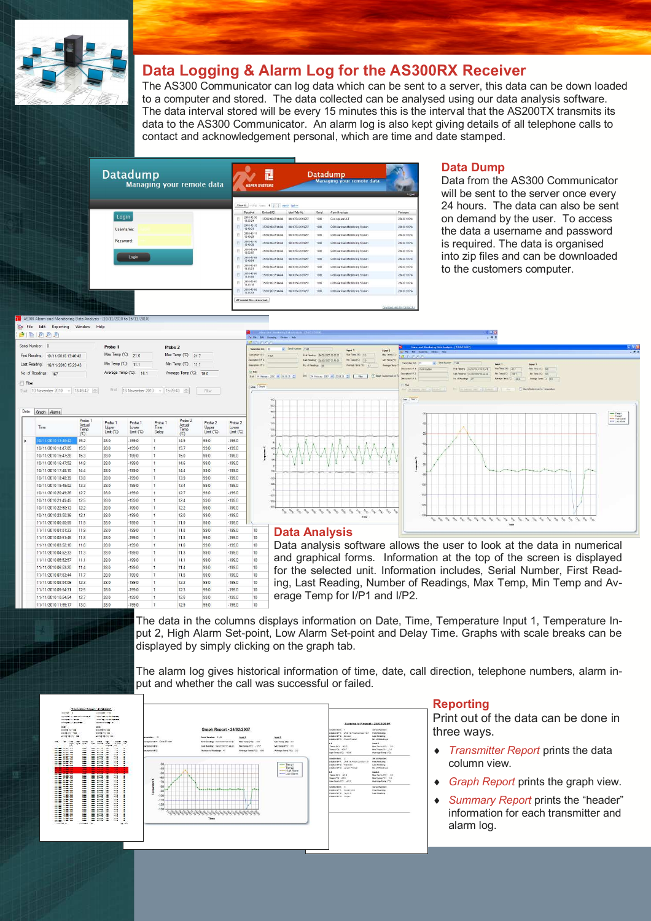# Data Logging & Alarm Log for the AS300RX Receiver

The AS300 Communicator can log data which can be sent to a server, this data can be down loaded to a computer and stored. The data collected can be analysed using our data analysis software. The data interval stored will be every 15 minutes this is the interval that the AS200TX transmits its data to the AS300 Communicator. An alarm log is also kept giving details of all telephone calls to contact and acknowledgement personal, which are time and date stamped.

## Data Dump

Data from the AS300 Communicator will be sent to the server once every 24 hours. The data can also be sent on demand by the user. To access the data a username and password is required. The data is organised into zip files and can be downloaded to the customers computer.

## Data Analysis

Data analysis software allows the user to look at the data in numerical and graphical forms. Information at the top of the screen is displayed for the selected unit. Information includes, Serial Number, First Reading, Last Reading, Number of Readings, Max Temp, Min Temp and Average Temp for I/P1 and I/P2.

The data in the columns displays information on Date, Time, Temperature Input 1, Temperature Input 2, High Alarm Set-point, Low Alarm Set-point and Delay Time. Graphs with scale breaks can be displayed by simply clicking on the graph tab.

The alarm log gives historical information of time, date, call direction, telephone numbers, alarm input and whether the call was successful or failed.

## Reporting

Print out of the data can be done in three ways.

- *Transmitter Report* prints the data column view.
- *Graph Report* prints the graph view.
- *Summary Report* prints the "header" information for each transmitter and alarm log.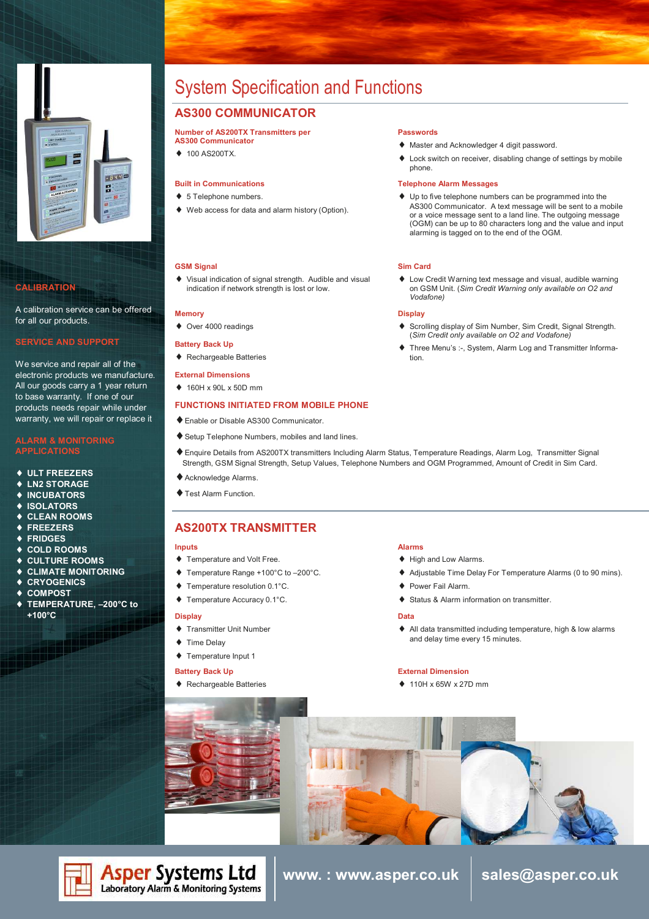# System Specification and Functions

## AS300 COMMUNICATOR

### Number of AS200TX Transmitters per AS300 Communicator

- 100 AS200TX.

### Built in Communications

- 5 Telephone numbers.
- Web access for data and alarm history (Option).

### Passwords

- Master and Acknowledger 4 digit password.
- Lock switch on receiver, disabling change of settings by mobile phone.

### Telephone Alarm Messages

- Up to five telephone numbers can be programmed into the AS300 Communicator. A text message will be sent to a mobile or a voice message sent to a land line. The outgoing message (OGM) can be up to 80 characters long and the value and input alarming is tagged on to the end of the OGM.

### GSM Signal

- Visual indication of signal strength. Audible and visual indication if network strength is lost or low.

### Sim Card

- Low Credit Warning text message and visual, audible warning on GSM Unit. (*Sim Credit Warning only available on O2 and Vodafone)*

### Memory

- Over 4000 readings

### Display

- Scrolling display of Sim Number, Sim Credit, Signal Strength. (*Sim Credit only available on O2 and Vodafone)*
- Three Menu's :-, System, Alarm Log and Transmitter Information.

### Battery Back Up

- Rechargeable Batteries

### External Dimensions

- 160H x 90L x 50D mm

### FUNCTIONS INITIATED FROM MOBILE PHONE

- Enable or Disable AS300 Communicator.
- Setup Telephone Numbers, mobiles and land lines.
- Enquire Details from AS200TX transmitters Including Alarm Status, Temperature Readings, Alarm Log, Transmitter Signal Strength, GSM Signal Strength, Setup Values, Telephone Numbers and OGM Programmed, Amount of Credit in Sim Card.
- Acknowledge Alarms.
- Test Alarm Function.

## AS200TX TRANSMITTER

### Inputs

- Temperature and Volt Free.
- Temperature Range +100°C to –200°C.
- Temperature resolution 0.1°C.
- Temperature Accuracy 0.1°C.

### Alarms

- High and Low Alarms.
- Adjustable Time Delay For Temperature Alarms (0 to 90 mins).
- Power Fail Alarm.
- Status & Alarm information on transmitter.

### Display

- Transmitter Unit Number
- Time Delay
- Temperature Input 1

### Data

- All data transmitted including temperature, high & low alarms and delay time every 15 minutes.

### Battery Back Up

- Rechargeable Batteries

### External Dimension

- 110H x 65W x 27D mm

---

### CALIBRATION

A calibration service can be offered for all our products.

### SERVICE AND SUPPORT

We service and repair all of the electronic products we manufacture. All our goods carry a 1 year return to base warranty. If one of our products needs repair while under warranty, we will repair or replace it

### ALARM & MONITORING APPLICATIONS

- **ULT FREEZERS**
- **LN2 STORAGE**
- **INCUBATORS**
- **ISOLATORS**
- **CLEAN ROOMS**
- **FREEZERS**
- **FRIDGES**
- **COLD ROOMS**
- **CULTURE ROOMS**
- **CLIMATE MONITORING**
- **CRYOGENICS**
- **COMPOST**
- **TEMPERATURE, –200°C to +100°C**

---

**Asper Systems Ltd**
Laboratory Alarm & Monitoring Systems

**www. : www.asper.co.uk** | **sales@asper.co.uk**